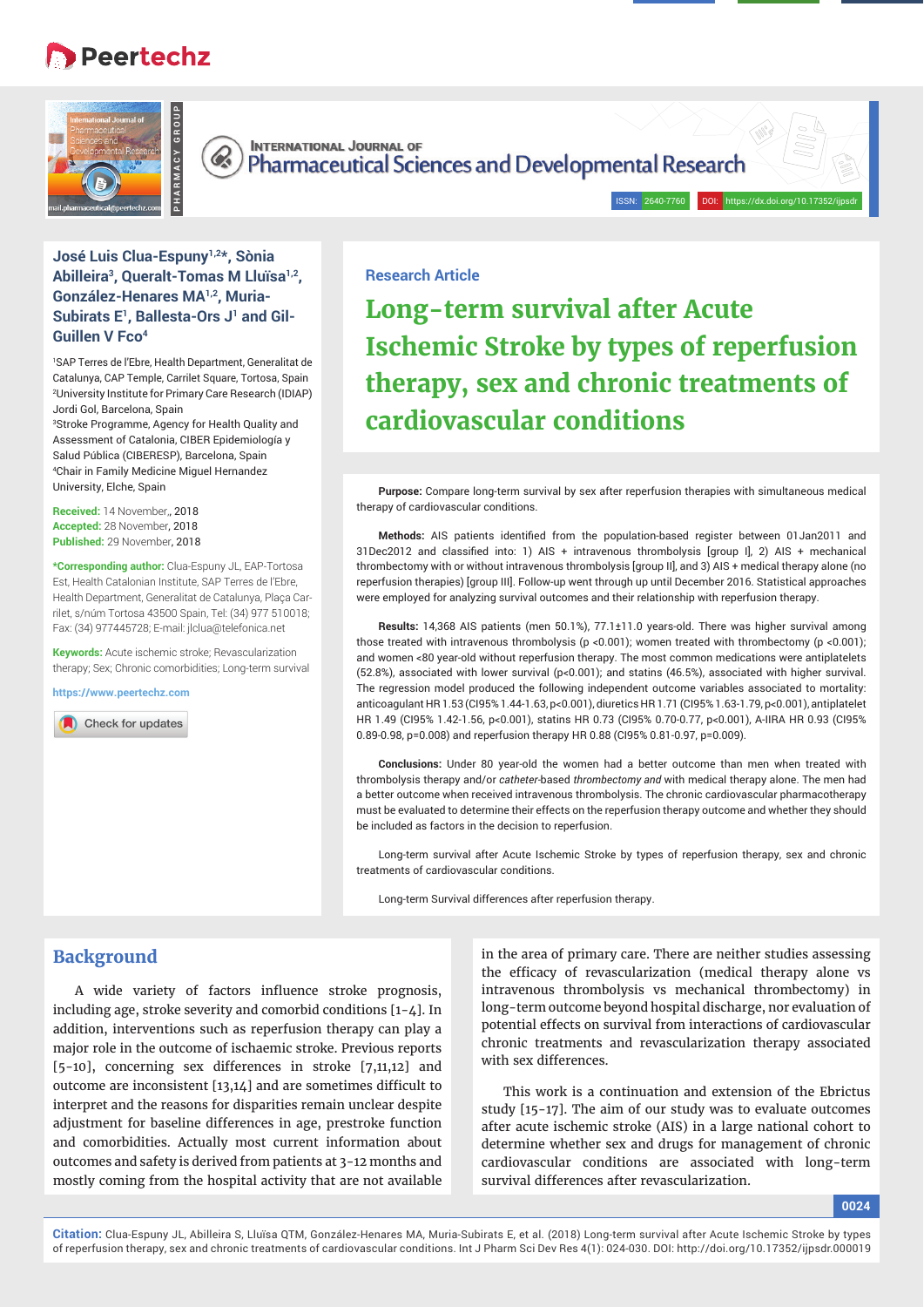Research Article

# Long-term survival after Acute Ischemic Stroke by types of reperfusion therapy, sex and chronic treatments of cardiovascular conditions

**José Luis Clua-Espuny[1,2]*, Sònia Abilleira[3], Queralt-Tomas M Lluïsa[1,2], González-Henares MA[1,2], Muria-Subirats E[1], Ballesta-Ors J[1] and Gil-Guillen V Fco[4]**

[1]SAP Terres de l'Ebre, Health Department, Generalitat de Catalunya, CAP Temple, Carrilet Square, Tortosa, Spain
[2]University Institute for Primary Care Research (IDIAP) Jordi Gol, Barcelona, Spain
[3]Stroke Programme, Agency for Health Quality and Assessment of Catalonia, CIBER Epidemiología y Salud Pública (CIBERESP), Barcelona, Spain
[4]Chair in Family Medicine Miguel Hernandez University, Elche, Spain

**Received:** 14 November,, 2018
**Accepted:** 28 November, 2018
**Published:** 29 November, 2018

***Corresponding author:** Clua-Espuny JL, EAP-Tortosa Est, Health Catalonian Institute, SAP Terres de l'Ebre, Health Department, Generalitat de Catalunya, Plaça Carrilet, s/núm Tortosa 43500 Spain, Tel: (34) 977 510018; Fax: (34) 977445728; E-mail: jlclua@telefonica.net

**Keywords:** Acute ischemic stroke; Revascularization therapy; Sex; Chronic comorbidities; Long-term survival

https://www.peertechz.com

**Purpose:** Compare long-term survival by sex after reperfusion therapies with simultaneous medical therapy of cardiovascular conditions.

**Methods:** AIS patients identified from the population-based register between 01Jan2011 and 31Dec2012 and classified into: 1) AIS + intravenous thrombolysis [group I], 2) AIS + mechanical thrombectomy with or without intravenous thrombolysis [group II], and 3) AIS + medical therapy alone (no reperfusion therapies) [group III]. Follow-up went through up until December 2016. Statistical approaches were employed for analyzing survival outcomes and their relationship with reperfusion therapy.

**Results:** 14,368 AIS patients (men 50.1%), 77.1±11.0 years-old. There was higher survival among those treated with intravenous thrombolysis ($p < 0.001$); women treated with thrombectomy ($p < 0.001$); and women <80 year-old without reperfusion therapy. The most common medications were antiplatelets (52.8%), associated with lower survival ($p < 0.001$); and statins (46.5%), associated with higher survival. The regression model produced the following independent outcome variables associated to mortality: anticoagulant HR 1.53 (CI95% 1.44-1.63, $p < 0.001$), diuretics HR 1.71 (CI95% 1.63-1.79, $p < 0.001$), antiplatelet HR 1.49 (CI95% 1.42-1.56, $p < 0.001$), statins HR 0.73 (CI95% 0.70-0.77, $p < 0.001$), A-IIRA HR 0.93 (CI95% 0.89-0.98, $p = 0.008$) and reperfusion therapy HR 0.88 (CI95% 0.81-0.97, $p = 0.009$).

**Conclusions:** Under 80 year-old the women had a better outcome than men when treated with thrombolysis therapy and/or *catheter*-based *thrombectomy and* with medical therapy alone. The men had a better outcome when received intravenous thrombolysis. The chronic cardiovascular pharmacotherapy must be evaluated to determine their effects on the reperfusion therapy outcome and whether they should be included as factors in the decision to reperfusion.

Long-term survival after Acute Ischemic Stroke by types of reperfusion therapy, sex and chronic treatments of cardiovascular conditions.

Long-term Survival differences after reperfusion therapy.

## Background

A wide variety of factors influence stroke prognosis, including age, stroke severity and comorbid conditions [1-4]. In addition, interventions such as reperfusion therapy can play a major role in the outcome of ischaemic stroke. Previous reports [5-10], concerning sex differences in stroke [7,11,12] and outcome are inconsistent [13,14] and are sometimes difficult to interpret and the reasons for disparities remain unclear despite adjustment for baseline differences in age, prestroke function and comorbidities. Actually most current information about outcomes and safety is derived from patients at 3-12 months and mostly coming from the hospital activity that are not available in the area of primary care. There are neither studies assessing the efficacy of revascularization (medical therapy alone vs intravenous thrombolysis vs mechanical thrombectomy) in long-term outcome beyond hospital discharge, nor evaluation of potential effects on survival from interactions of cardiovascular chronic treatments and revascularization therapy associated with sex differences.

This work is a continuation and extension of the Ebrictus study [15-17]. The aim of our study was to evaluate outcomes after acute ischemic stroke (AIS) in a large national cohort to determine whether sex and drugs for management of chronic cardiovascular conditions are associated with long-term survival differences after revascularization.

**Citation:** Clua-Espuny JL, Abilleira S, Lluïsa QTM, González-Henares MA, Muria-Subirats E, et al. (2018) Long-term survival after Acute Ischemic Stroke by types of reperfusion therapy, sex and chronic treatments of cardiovascular conditions. Int J Pharm Sci Dev Res 4(1): 024-030. DOI: http://doi.org/10.17352/ijpsdr.000019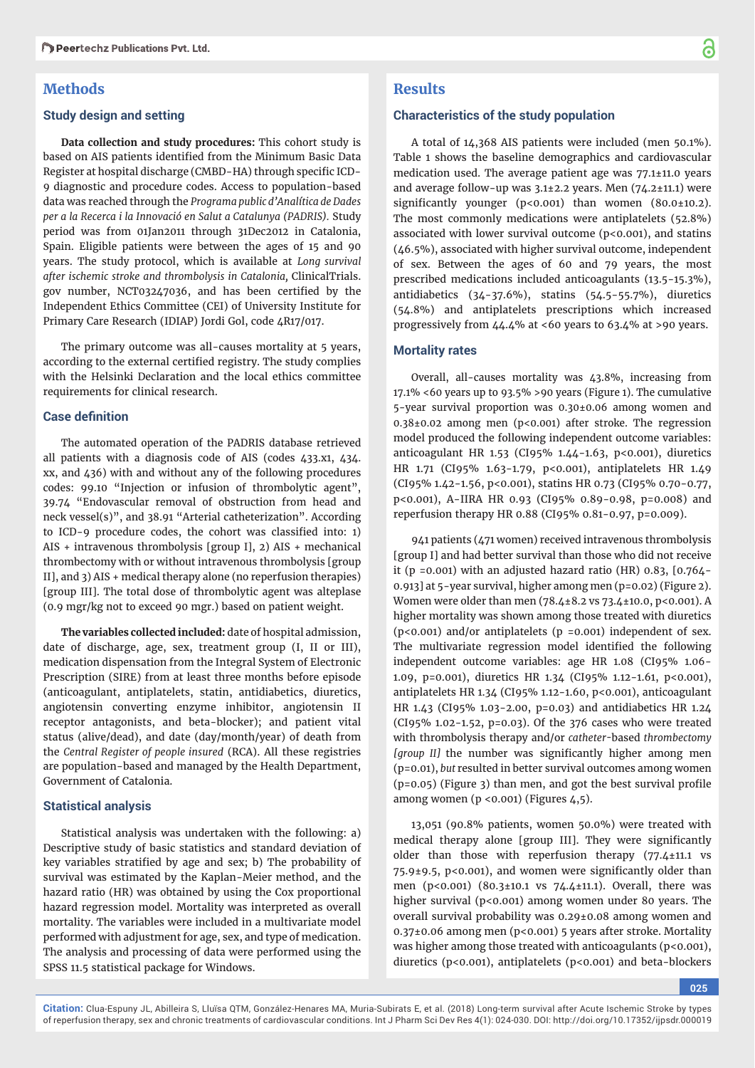# Methods

## Study design and setting

**Data collection and study procedures:** This cohort study is based on AIS patients identified from the Minimum Basic Data Register at hospital discharge (CMBD-HA) through specific ICD-9 diagnostic and procedure codes. Access to population-based data was reached through the *Programa public d'Analítica de Dades per a la Recerca i la Innovació en Salut a Catalunya (PADRIS)*. Study period was from 01Jan2011 through 31Dec2012 in Catalonia, Spain. Eligible patients were between the ages of 15 and 90 years. The study protocol, which is available at *Long survival after ischemic stroke and thrombolysis in Catalonia*, ClinicalTrials.gov number, NCT03247036, and has been certified by the Independent Ethics Committee (CEI) of University Institute for Primary Care Research (IDIAP) Jordi Gol, code 4R17/017.

The primary outcome was all-causes mortality at 5 years, according to the external certified registry. The study complies with the Helsinki Declaration and the local ethics committee requirements for clinical research.

## Case definition

The automated operation of the PADRIS database retrieved all patients with a diagnosis code of AIS (codes 433.x1, 434.xx, and 436) with and without any of the following procedures codes: 99.10 "Injection or infusion of thrombolytic agent", 39.74 "Endovascular removal of obstruction from head and neck vessel(s)", and 38.91 "Arterial catheterization". According to ICD-9 procedure codes, the cohort was classified into: 1) AIS + intravenous thrombolysis [group I], 2) AIS + mechanical thrombectomy with or without intravenous thrombolysis [group II], and 3) AIS + medical therapy alone (no reperfusion therapies) [group III]. The total dose of thrombolytic agent was alteplase (0.9 mgr/kg not to exceed 90 mgr.) based on patient weight.

**The variables collected included:** date of hospital admission, date of discharge, age, sex, treatment group (I, II or III), medication dispensation from the Integral System of Electronic Prescription (SIRE) from at least three months before episode (anticoagulant, antiplatelets, statin, antidiabetics, diuretics, angiotensin converting enzyme inhibitor, angiotensin II receptor antagonists, and beta-blocker); and patient vital status (alive/dead), and date (day/month/year) of death from the *Central Register of people insured* (RCA). All these registries are population-based and managed by the Health Department, Government of Catalonia.

## Statistical analysis

Statistical analysis was undertaken with the following: a) Descriptive study of basic statistics and standard deviation of key variables stratified by age and sex; b) The probability of survival was estimated by the Kaplan-Meier method, and the hazard ratio (HR) was obtained by using the Cox proportional hazard regression model. Mortality was interpreted as overall mortality. The variables were included in a multivariate model performed with adjustment for age, sex, and type of medication. The analysis and processing of data were performed using the SPSS 11.5 statistical package for Windows.

# Results

## Characteristics of the study population

A total of 14,368 AIS patients were included (men 50.1%). Table 1 shows the baseline demographics and cardiovascular medication used. The average patient age was 77.1±11.0 years and average follow-up was 3.1±2.2 years. Men (74.2±11.1) were significantly younger ($p<0.001$) than women (80.0±10.2). The most commonly medications were antiplatelets (52.8%) associated with lower survival outcome ($p<0.001$), and statins (46.5%), associated with higher survival outcome, independent of sex. Between the ages of 60 and 79 years, the most prescribed medications included anticoagulants (13.5-15.3%), antidiabetics (34-37.6%), statins (54.5-55.7%), diuretics (54.8%) and antiplatelets prescriptions which increased progressively from 44.4% at <60 years to 63.4% at >90 years.

## Mortality rates

Overall, all-causes mortality was 43.8%, increasing from 17.1% <60 years up to 93.5% >90 years (Figure 1). The cumulative 5-year survival proportion was 0.30±0.06 among women and 0.38±0.02 among men ($p<0.001$) after stroke. The regression model produced the following independent outcome variables: anticoagulant HR 1.53 (CI95% 1.44-1.63, $p<0.001$), diuretics HR 1.71 (CI95% 1.63-1.79, $p<0.001$), antiplatelets HR 1.49 (CI95% 1.42-1.56, $p<0.001$), statins HR 0.73 (CI95% 0.70-0.77, $p<0.001$), A-IIRA HR 0.93 (CI95% 0.89-0.98, $p=0.008$) and reperfusion therapy HR 0.88 (CI95% 0.81-0.97, $p=0.009$).

941 patients (471 women) received intravenous thrombolysis [group I] and had better survival than those who did not receive it ($p=0.001$) with an adjusted hazard ratio (HR) 0.83, [0.764-0.913] at 5-year survival, higher among men ($p=0.02$) (Figure 2). Women were older than men (78.4±8.2 vs 73.4±10.0, $p<0.001$). A higher mortality was shown among those treated with diuretics ($p<0.001$) and/or antiplatelets ($p=0.001$) independent of sex. The multivariate regression model identified the following independent outcome variables: age HR 1.08 (CI95% 1.06-1.09, $p=0.001$), diuretics HR 1.34 (CI95% 1.12-1.61, $p<0.001$), antiplatelets HR 1.34 (CI95% 1.12-1.60, $p<0.001$), anticoagulant HR 1.43 (CI95% 1.03-2.00, $p=0.03$) and antidiabetics HR 1.24 (CI95% 1.02-1.52, $p=0.03$). Of the 376 cases who were treated with thrombolysis therapy and/or *catheter*-based *thrombectomy [group II]* the number was significantly higher among men ($p=0.01$), *but* resulted in better survival outcomes among women ($p=0.05$) (Figure 3) than men, and got the best survival profile among women ($p<0.001$) (Figures 4,5).

13,051 (90.8% patients, women 50.0%) were treated with medical therapy alone [group III]. They were significantly older than those with reperfusion therapy (77.4±11.1 vs 75.9±9.5, $p<0.001$), and women were significantly older than men ($p<0.001$) (80.3±10.1 vs 74.4±11.1). Overall, there was higher survival ($p<0.001$) among women under 80 years. The overall survival probability was 0.29±0.08 among women and 0.37±0.06 among men ($p<0.001$) 5 years after stroke. Mortality was higher among those treated with anticoagulants ($p<0.001$), diuretics ($p<0.001$), antiplatelets ($p<0.001$) and beta-blockers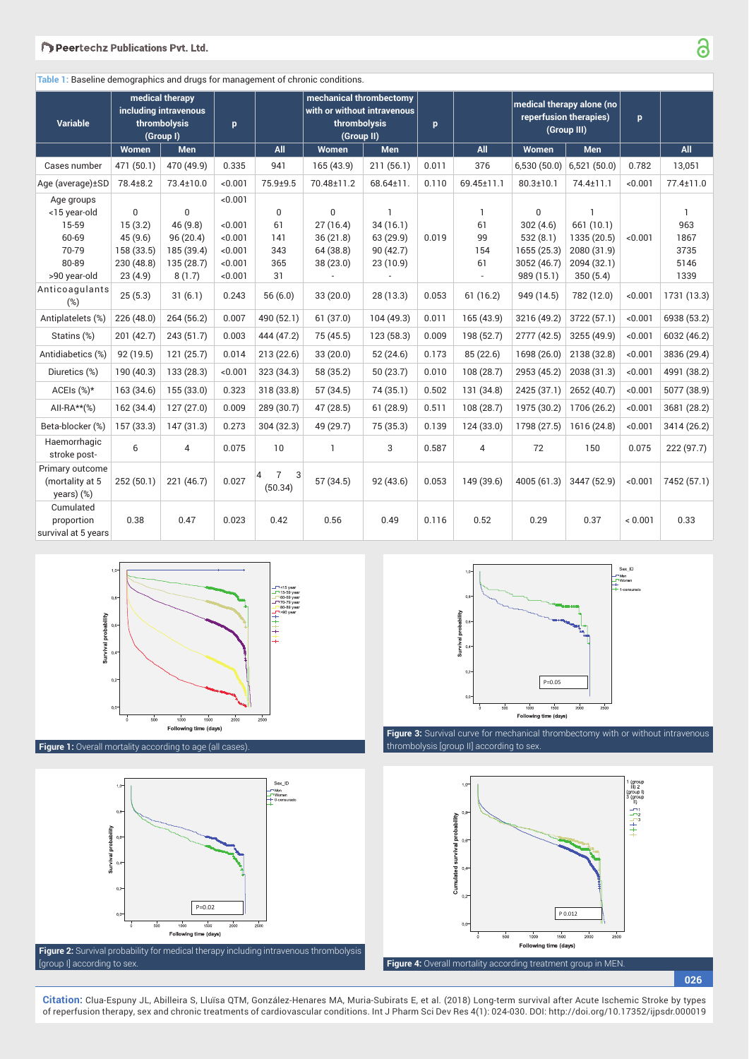**Table 1:** Baseline demographics and drugs for management of chronic conditions.

| Variable | medical therapy including intravenous thrombolysis (Group I) | | p | | mechanical thrombectomy with or without intravenous thrombolysis (Group II) | | p | | medical therapy alone (no reperfusion therapies) (Group III) | | p | |
|---|---|---|---|---|---|---|---|---|---|---|---|---|
| | Women | Men | | All | Women | Men | | All | Women | Men | | All |
| Cases number | 471 (50.1) | 470 (49.9) | 0.335 | 941 | 165 (43.9) | 211 (56.1) | 0.011 | 376 | 6,530 (50.0) | 6,521 (50.0) | 0.782 | 13,051 |
| Age (average)±SD | 78.4±8.2 | 73.4±10.0 | <0.001 | 75.9±9.5 | 70.48±11.2 | 68.64±11. | 0.110 | 69.45±11.1 | 80.3±10.1 | 74.4±11.1 | <0.001 | 77.4±11.0 |
| Age groups | | | <0.001 | | | | | | | | | |
| <15 year-old | 0 | 0 | | 0 | 0 | 1 | | 1 | 0 | 1 | | 1 |
| 15-59 | 15 (3.2) | 46 (9.8) | <0.001 | 61 | 27 (16.4) | 34 (16.1) | | 61 | 302 (4.6) | 661 (10.1) | | 963 |
| 60-69 | 45 (9.6) | 96 (20.4) | <0.001 | 141 | 36 (21.8) | 63 (29.9) | 0.019 | 99 | 532 (8.1) | 1335 (20.5) | <0.001 | 1867 |
| 70-79 | 158 (33.5) | 185 (39.4) | <0.001 | 343 | 64 (38.8) | 90 (42.7) | | 154 | 1655 (25.3) | 2080 (31.9) | | 3735 |
| 80-89 | 230 (48.8) | 135 (28.7) | <0.001 | 365 | 38 (23.0) | 23 (10.9) | | 61 | 3052 (46.7) | 2094 (32.1) | | 5146 |
| >90 year-old | 23 (4.9) | 8 (1.7) | <0.001 | 31 | - | - | | - | 989 (15.1) | 350 (5.4) | | 1339 |
| Anticoagulants (%) | 25 (5.3) | 31 (6.1) | 0.243 | 56 (6.0) | 33 (20.0) | 28 (13.3) | 0.053 | 61 (16.2) | 949 (14.5) | 782 (12.0) | <0.001 | 1731 (13.3) |
| Antiplatelets (%) | 226 (48.0) | 264 (56.2) | 0.007 | 490 (52.1) | 61 (37.0) | 104 (49.3) | 0.011 | 165 (43.9) | 3216 (49.2) | 3722 (57.1) | <0.001 | 6938 (53.2) |
| Statins (%) | 201 (42.7) | 243 (51.7) | 0.003 | 444 (47.2) | 75 (45.5) | 123 (58.3) | 0.009 | 198 (52.7) | 2777 (42.5) | 3255 (49.9) | <0.001 | 6032 (46.2) |
| Antidiabetics (%) | 92 (19.5) | 121 (25.7) | 0.014 | 213 (22.6) | 33 (20.0) | 52 (24.6) | 0.173 | 85 (22.6) | 1698 (26.0) | 2138 (32.8) | <0.001 | 3836 (29.4) |
| Diuretics (%) | 190 (40.3) | 133 (28.3) | <0.001 | 323 (34.3) | 58 (35.2) | 50 (23.7) | 0.010 | 108 (28.7) | 2953 (45.2) | 2038 (31.3) | <0.001 | 4991 (38.2) |
| ACEIs (%)* | 163 (34.6) | 155 (33.0) | 0.323 | 318 (33.8) | 57 (34.5) | 74 (35.1) | 0.502 | 131 (34.8) | 2425 (37.1) | 2652 (40.7) | <0.001 | 5077 (38.9) |
| AII-RA**(%) | 162 (34.4) | 127 (27.0) | 0.009 | 289 (30.7) | 47 (28.5) | 61 (28.9) | 0.511 | 108 (28.7) | 1975 (30.2) | 1706 (26.2) | <0.001 | 3681 (28.2) |
| Beta-blocker (%) | 157 (33.3) | 147 (31.3) | 0.273 | 304 (32.3) | 49 (29.7) | 75 (35.3) | 0.139 | 124 (33.0) | 1798 (27.5) | 1616 (24.8) | <0.001 | 3414 (26.2) |
| Haemorrhagic stroke post- | 6 | 4 | 0.075 | 10 | 1 | 3 | 0.587 | 4 | 72 | 150 | 0.075 | 222 (97.7) |
| Primary outcome (mortality at 5 years) (%) | 252 (50.1) | 221 (46.7) | 0.027 | 4 7 3 (50.34) | 57 (34.5) | 92 (43.6) | 0.053 | 149 (39.6) | 4005 (61.3) | 3447 (52.9) | <0.001 | 7452 (57.1) |
| Cumulated proportion survival at 5 years | 0.38 | 0.47 | 0.023 | 0.42 | 0.56 | 0.49 | 0.116 | 0.52 | 0.29 | 0.37 | < 0.001 | 0.33 |

**Figure 1:** Overall mortality according to age (all cases).

**Figure 3:** Survival curve for mechanical thrombectomy with or without intravenous thrombolysis [group II] according to sex.

**Figure 2:** Survival probability for medical therapy including intravenous thrombolysis [group I] according to sex.

**Figure 4:** Overall mortality according treatment group in MEN.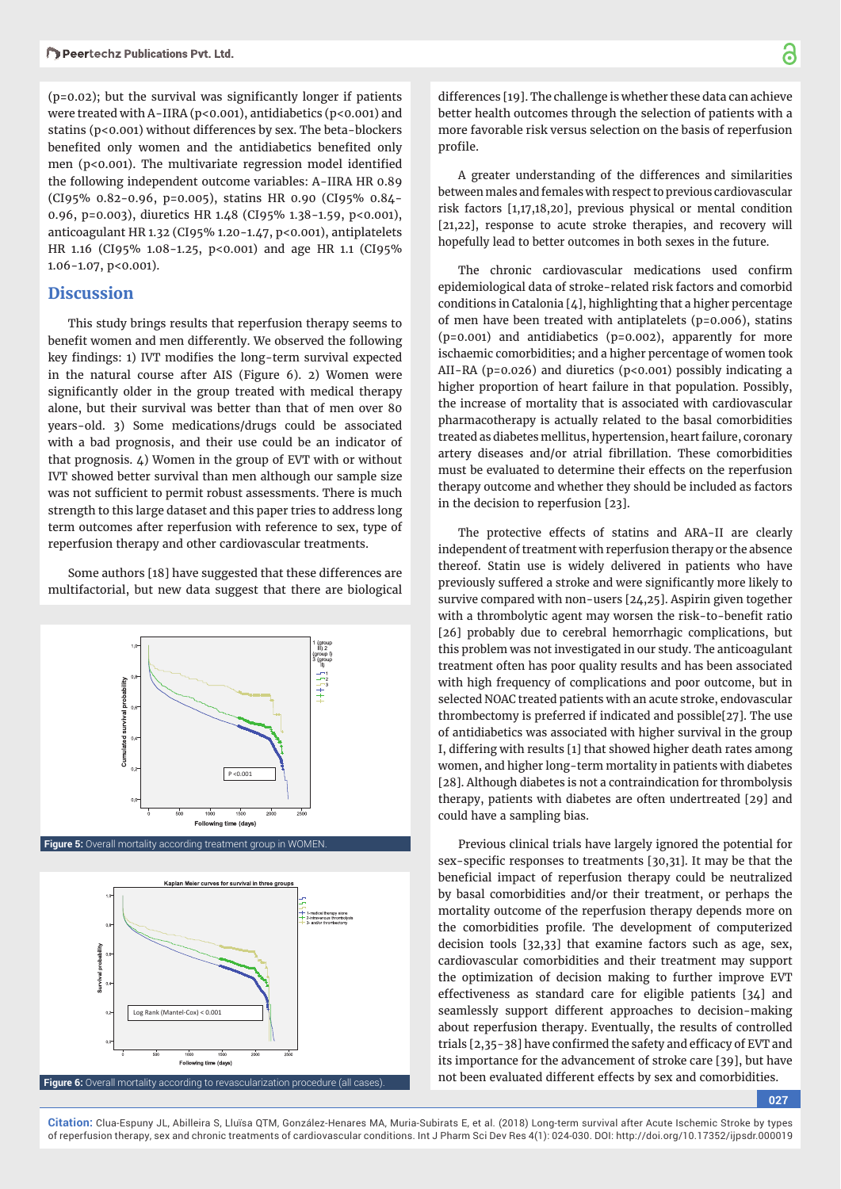(p=0.02); but the survival was significantly longer if patients were treated with A-IIRA (p<0.001), antidiabetics (p<0.001) and statins (p<0.001) without differences by sex. The beta-blockers benefited only women and the antidiabetics benefited only men (p<0.001). The multivariate regression model identified the following independent outcome variables: A-IIRA HR 0.89 (CI95% 0.82-0.96, p=0.005), statins HR 0.90 (CI95% 0.84-0.96, p=0.003), diuretics HR 1.48 (CI95% 1.38-1.59, p<0.001), anticoagulant HR 1.32 (CI95% 1.20-1.47, p<0.001), antiplatelets HR 1.16 (CI95% 1.08-1.25, p<0.001) and age HR 1.1 (CI95% 1.06-1.07, p<0.001).

## Discussion

This study brings results that reperfusion therapy seems to benefit women and men differently. We observed the following key findings: 1) IVT modifies the long-term survival expected in the natural course after AIS (Figure 6). 2) Women were significantly older in the group treated with medical therapy alone, but their survival was better than that of men over 80 years-old. 3) Some medications/drugs could be associated with a bad prognosis, and their use could be an indicator of that prognosis. 4) Women in the group of EVT with or without IVT showed better survival than men although our sample size was not sufficient to permit robust assessments. There is much strength to this large dataset and this paper tries to address long term outcomes after reperfusion with reference to sex, type of reperfusion therapy and other cardiovascular treatments.

Some authors [18] have suggested that these differences are multifactorial, but new data suggest that there are biological differences [19]. The challenge is whether these data can achieve better health outcomes through the selection of patients with a more favorable risk versus selection on the basis of reperfusion profile.

**Figure 5:** Overall mortality according treatment group in WOMEN.

**Figure 6:** Overall mortality according to revascularization procedure (all cases).

A greater understanding of the differences and similarities between males and females with respect to previous cardiovascular risk factors [1,17,18,20], previous physical or mental condition [21,22], response to acute stroke therapies, and recovery will hopefully lead to better outcomes in both sexes in the future.

The chronic cardiovascular medications used confirm epidemiological data of stroke-related risk factors and comorbid conditions in Catalonia [4], highlighting that a higher percentage of men have been treated with antiplatelets (p=0.006), statins (p=0.001) and antidiabetics (p=0.002), apparently for more ischaemic comorbidities; and a higher percentage of women took AII-RA (p=0.026) and diuretics (p<0.001) possibly indicating a higher proportion of heart failure in that population. Possibly, the increase of mortality that is associated with cardiovascular pharmacotherapy is actually related to the basal comorbidities treated as diabetes mellitus, hypertension, heart failure, coronary artery diseases and/or atrial fibrillation. These comorbidities must be evaluated to determine their effects on the reperfusion therapy outcome and whether they should be included as factors in the decision to reperfusion [23].

The protective effects of statins and ARA-II are clearly independent of treatment with reperfusion therapy or the absence thereof. Statin use is widely delivered in patients who have previously suffered a stroke and were significantly more likely to survive compared with non-users [24,25]. Aspirin given together with a thrombolytic agent may worsen the risk-to-benefit ratio [26] probably due to cerebral hemorrhagic complications, but this problem was not investigated in our study. The anticoagulant treatment often has poor quality results and has been associated with high frequency of complications and poor outcome, but in selected NOAC treated patients with an acute stroke, endovascular thrombectomy is preferred if indicated and possible[27]. The use of antidiabetics was associated with higher survival in the group I, differing with results [1] that showed higher death rates among women, and higher long-term mortality in patients with diabetes [28]. Although diabetes is not a contraindication for thrombolysis therapy, patients with diabetes are often undertreated [29] and could have a sampling bias.

Previous clinical trials have largely ignored the potential for sex-specific responses to treatments [30,31]. It may be that the beneficial impact of reperfusion therapy could be neutralized by basal comorbidities and/or their treatment, or perhaps the mortality outcome of the reperfusion therapy depends more on the comorbidities profile. The development of computerized decision tools [32,33] that examine factors such as age, sex, cardiovascular comorbidities and their treatment may support the optimization of decision making to further improve EVT effectiveness as standard care for eligible patients [34] and seamlessly support different approaches to decision-making about reperfusion therapy. Eventually, the results of controlled trials [2,35-38] have confirmed the safety and efficacy of EVT and its importance for the advancement of stroke care [39], but have not been evaluated different effects by sex and comorbidities.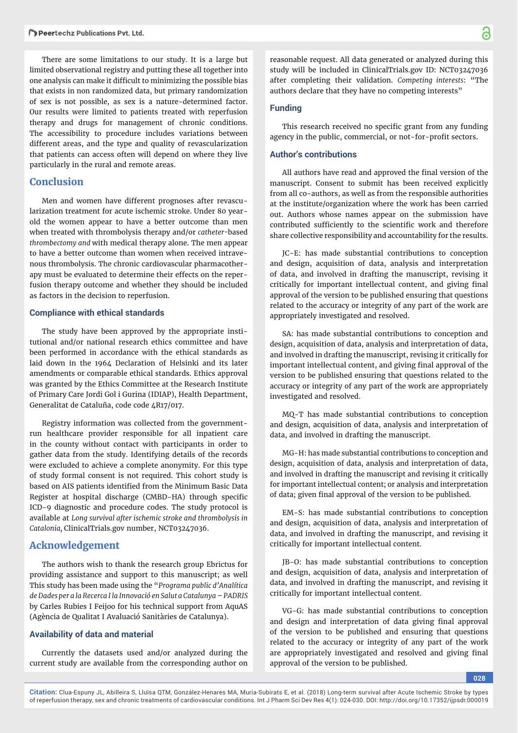There are some limitations to our study. It is a large but limited observational registry and putting these all together into one analysis can make it difficult to minimizing the possible bias that exists in non randomized data, but primary randomization of sex is not possible, as sex is a nature-determined factor. Our results were limited to patients treated with reperfusion therapy and drugs for management of chronic conditions. The accessibility to procedure includes variations between different areas, and the type and quality of revascularization that patients can access often will depend on where they live particularly in the rural and remote areas.

## Conclusion

Men and women have different prognoses after revascularization treatment for acute ischemic stroke. Under 80 year-old the women appear to have a better outcome than men when treated with thrombolysis therapy and/or *catheter*-based *thrombectomy and* with medical therapy alone. The men appear to have a better outcome than women when received intravenous thrombolysis. The chronic cardiovascular pharmacotherapy must be evaluated to determine their effects on the reperfusion therapy outcome and whether they should be included as factors in the decision to reperfusion.

### Compliance with ethical standards

The study have been approved by the appropriate institutional and/or national research ethics committee and have been performed in accordance with the ethical standards as laid down in the 1964 Declaration of Helsinki and its later amendments or comparable ethical standards. Ethics approval was granted by the Ethics Committee at the Research Institute of Primary Care Jordi Gol i Gurina (IDIAP), Health Department, Generalitat de Cataluña, code code 4R17/017.

Registry information was collected from the government-run healthcare provider responsible for all inpatient care in the county without contact with participants in order to gather data from the study. Identifying details of the records were excluded to achieve a complete anonymity. For this type of study formal consent is not required. This cohort study is based on AIS patients identified from the Minimum Basic Data Register at hospital discharge (CMBD-HA) through specific ICD-9 diagnostic and procedure codes. The study protocol is available at *Long survival after ischemic stroke and thrombolysis in Catalonia,* ClinicalTrials.gov number, NCT03247036.

## Acknowledgement

The authors wish to thank the research group Ebrictus for providing assistance and support to this manuscript; as well This study has been made using the "*Programa public d'Analítica de Dades per a la Recerca I la Innovació en Salut a Catalunya – PADRIS* by Carles Rubies I Feijoo for his technical support from AquAS (Agència de Qualitat I Avaluació Sanitàries de Catalunya).

### Availability of data and material

Currently the datasets used and/or analyzed during the current study are available from the corresponding author on reasonable request. All data generated or analyzed during this study will be included in ClinicalTrials.gov ID: NCT03247036 after completing their validation. *Competing interests*: "The authors declare that they have no competing interests"

### Funding

This research received no specific grant from any funding agency in the public, commercial, or not-for-profit sectors.

### Author's contributions

All authors have read and approved the final version of the manuscript. Consent to submit has been received explicitly from all co-authors, as well as from the responsible authorities at the institute/organization where the work has been carried out. Authors whose names appear on the submission have contributed sufficiently to the scientific work and therefore share collective responsibility and accountability for the results.

JC-E: has made substantial contributions to conception and design, acquisition of data, analysis and interpretation of data, and involved in drafting the manuscript, revising it critically for important intellectual content, and giving final approval of the version to be published ensuring that questions related to the accuracy or integrity of any part of the work are appropriately investigated and resolved.

SA: has made substantial contributions to conception and design, acquisition of data, analysis and interpretation of data, and involved in drafting the manuscript, revising it critically for important intellectual content, and giving final approval of the version to be published ensuring that questions related to the accuracy or integrity of any part of the work are appropriately investigated and resolved.

MQ-T has made substantial contributions to conception and design, acquisition of data, analysis and interpretation of data, and involved in drafting the manuscript.

MG-H: has made substantial contributions to conception and design, acquisition of data, analysis and interpretation of data, and involved in drafting the manuscript and revising it critically for important intellectual content; or analysis and interpretation of data; given final approval of the version to be published.

EM-S: has made substantial contributions to conception and design, acquisition of data, analysis and interpretation of data, and involved in drafting the manuscript, and revising it critically for important intellectual content.

JB-O: has made substantial contributions to conception and design, acquisition of data, analysis and interpretation of data, and involved in drafting the manuscript, and revising it critically for important intellectual content.

VG-G: has made substantial contributions to conception and design and interpretation of data giving final approval of the version to be published and ensuring that questions related to the accuracy or integrity of any part of the work are appropriately investigated and resolved and giving final approval of the version to be published.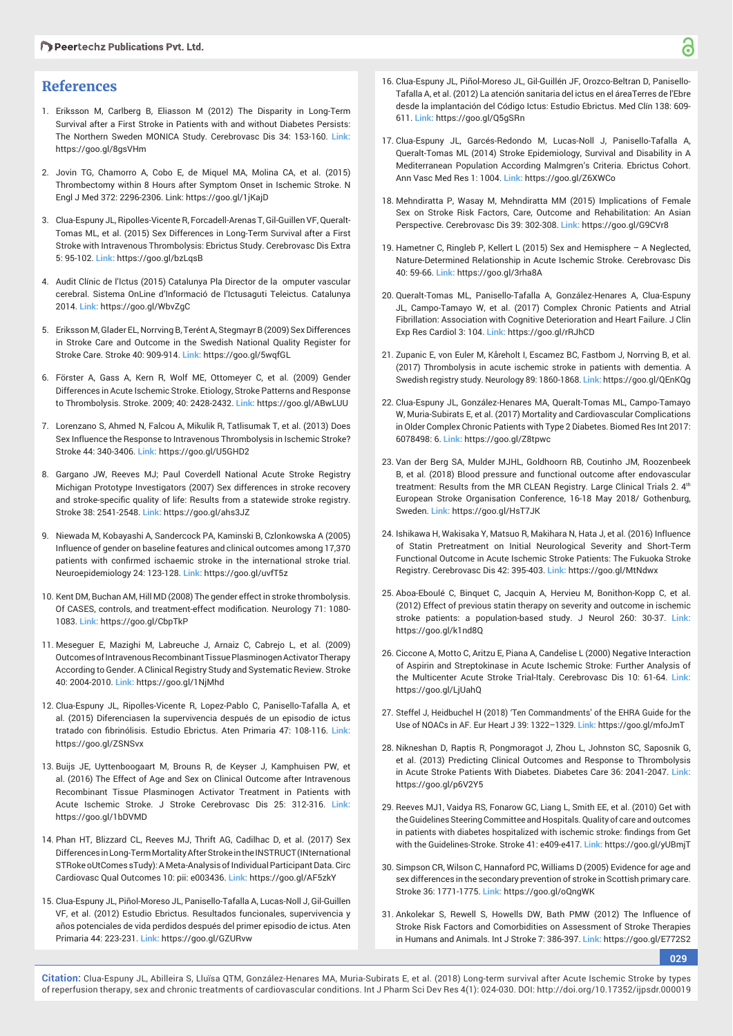## References

1. Eriksson M, Carlberg B, Eliasson M (2012) The Disparity in Long-Term Survival after a First Stroke in Patients with and without Diabetes Persists: The Northern Sweden MONICA Study. Cerebrovasc Dis 34: 153-160. **Link:** https://goo.gl/8gsVHm

2. Jovin TG, Chamorro A, Cobo E, de Miquel MA, Molina CA, et al. (2015) Thrombectomy within 8 Hours after Symptom Onset in Ischemic Stroke. N Engl J Med 372: 2296-2306. Link: https://goo.gl/1jKajD

3. Clua-Espuny JL, Ripolles-Vicente R, Forcadell-Arenas T, Gil-Guillen VF, Queralt-Tomas ML, et al. (2015) Sex Differences in Long-Term Survival after a First Stroke with Intravenous Thrombolysis: Ebrictus Study. Cerebrovasc Dis Extra 5: 95-102. **Link:** https://goo.gl/bzLqsB

4. Audit Clínic de l'Ictus (2015) Catalunya Pla Director de la omputer vascular cerebral. Sistema OnLine d'Informació de l'Ictusaguti Teleictus. Catalunya 2014. **Link:** https://goo.gl/WbvZgC

5. Eriksson M, Glader EL, Norrving B, Terént A, Stegmayr B (2009) Sex Differences in Stroke Care and Outcome in the Swedish National Quality Register for Stroke Care. Stroke 40: 909-914. **Link:** https://goo.gl/5wqfGL

6. Förster A, Gass A, Kern R, Wolf ME, Ottomeyer C, et al. (2009) Gender Differences in Acute Ischemic Stroke. Etiology, Stroke Patterns and Response to Thrombolysis. Stroke. 2009; 40: 2428-2432. **Link:** https://goo.gl/ABwLUU

7. Lorenzano S, Ahmed N, Falcou A, Mikulik R, Tatlisumak T, et al. (2013) Does Sex Influence the Response to Intravenous Thrombolysis in Ischemic Stroke? Stroke 44: 340-3406. **Link:** https://goo.gl/U5GHD2

8. Gargano JW, Reeves MJ; Paul Coverdell National Acute Stroke Registry Michigan Prototype Investigators (2007) Sex differences in stroke recovery and stroke-specific quality of life: Results from a statewide stroke registry. Stroke 38: 2541-2548. **Link:** https://goo.gl/ahs3JZ

9. Niewada M, Kobayashi A, Sandercock PA, Kaminski B, Czlonkowska A (2005) Influence of gender on baseline features and clinical outcomes among 17,370 patients with confirmed ischaemic stroke in the international stroke trial. Neuroepidemiology 24: 123-128. **Link:** https://goo.gl/uvfT5z

10. Kent DM, Buchan AM, Hill MD (2008) The gender effect in stroke thrombolysis. Of CASES, controls, and treatment-effect modification. Neurology 71: 1080-1083. **Link:** https://goo.gl/CbpTkP

11. Meseguer E, Mazighi M, Labreuche J, Arnaiz C, Cabrejo L, et al. (2009) Outcomes of Intravenous Recombinant Tissue Plasminogen Activator Therapy According to Gender. A Clinical Registry Study and Systematic Review. Stroke 40: 2004-2010. **Link:** https://goo.gl/1NjMhd

12. Clua-Espuny JL, Ripolles-Vicente R, Lopez-Pablo C, Panisello-Tafalla A, et al. (2015) Diferenciasen la supervivencia después de un episodio de ictus tratado con fibrinólisis. Estudio Ebrictus. Aten Primaria 47: 108-116. **Link:** https://goo.gl/ZSNSvx

13. Buijs JE, Uyttenboogaart M, Brouns R, de Keyser J, Kamphuisen PW, et al. (2016) The Effect of Age and Sex on Clinical Outcome after Intravenous Recombinant Tissue Plasminogen Activator Treatment in Patients with Acute Ischemic Stroke. J Stroke Cerebrovasc Dis 25: 312-316. **Link:** https://goo.gl/1bDVMD

14. Phan HT, Blizzard CL, Reeves MJ, Thrift AG, Cadilhac D, et al. (2017) Sex Differences in Long-Term Mortality After Stroke in the INSTRUCT (INternational STRoke oUtComes sTudy): A Meta-Analysis of Individual Participant Data. Circ Cardiovasc Qual Outcomes 10: pii: e003436. **Link:** https://goo.gl/AF5zkY

15. Clua-Espuny JL, Piñol-Moreso JL, Panisello-Tafalla A, Lucas-Noll J, Gil-Guillen VF, et al. (2012) Estudio Ebrictus. Resultados funcionales, supervivencia y años potenciales de vida perdidos después del primer episodio de ictus. Aten Primaria 44: 223-231. **Link:** https://goo.gl/GZURvw

16. Clua-Espuny JL, Piñol-Moreso JL, Gil-Guillén JF, Orozco-Beltran D, Panisello-Tafalla A, et al. (2012) La atención sanitaria del ictus en el áreaTerres de l'Ebre desde la implantación del Código Ictus: Estudio Ebrictus. Med Clín 138: 609-611. **Link:** https://goo.gl/Q5gSRn

17. Clua-Espuny JL, Garcés-Redondo M, Lucas-Noll J, Panisello-Tafalla A, Queralt-Tomas ML (2014) Stroke Epidemiology, Survival and Disability in A Mediterranean Population According Malmgren's Criteria. Ebrictus Cohort. Ann Vasc Med Res 1: 1004. **Link:** https://goo.gl/Z6XWCo

18. Mehndiratta P, Wasay M, Mehndiratta MM (2015) Implications of Female Sex on Stroke Risk Factors, Care, Outcome and Rehabilitation: An Asian Perspective. Cerebrovasc Dis 39: 302-308. **Link:** https://goo.gl/G9CVr8

19. Hametner C, Ringleb P, Kellert L (2015) Sex and Hemisphere – A Neglected, Nature-Determined Relationship in Acute Ischemic Stroke. Cerebrovasc Dis 40: 59-66. **Link:** https://goo.gl/3rha8A

20. Queralt-Tomas ML, Panisello-Tafalla A, González-Henares A, Clua-Espuny JL, Campo-Tamayo W, et al. (2017) Complex Chronic Patients and Atrial Fibrillation: Association with Cognitive Deterioration and Heart Failure. J Clin Exp Res Cardiol 3: 104. **Link:** https://goo.gl/rRJhCD

21. Zupanic E, von Euler M, Kåreholt I, Escamez BC, Fastbom J, Norrving B, et al. (2017) Thrombolysis in acute ischemic stroke in patients with dementia. A Swedish registry study. Neurology 89: 1860-1868. **Link:** https://goo.gl/QEnKQg

22. Clua-Espuny JL, González-Henares MA, Queralt-Tomas ML, Campo-Tamayo W, Muria-Subirats E, et al. (2017) Mortality and Cardiovascular Complications in Older Complex Chronic Patients with Type 2 Diabetes. Biomed Res Int 2017: 6078498: 6. **Link:** https://goo.gl/Z8tpwc

23. Van der Berg SA, Mulder MJHL, Goldhoorn RB, Coutinho JM, Roozenbeek B, et al. (2018) Blood pressure and functional outcome after endovascular treatment: Results from the MR CLEAN Registry. Large Clinical Trials 2. 4th European Stroke Organisation Conference, 16-18 May 2018/ Gothenburg, Sweden. **Link:** https://goo.gl/HsT7JK

24. Ishikawa H, Wakisaka Y, Matsuo R, Makihara N, Hata J, et al. (2016) Influence of Statin Pretreatment on Initial Neurological Severity and Short-Term Functional Outcome in Acute Ischemic Stroke Patients: The Fukuoka Stroke Registry. Cerebrovasc Dis 42: 395-403. **Link:** https://goo.gl/MtNdwx

25. Aboa-Eboulé C, Binquet C, Jacquin A, Hervieu M, Bonithon-Kopp C, et al. (2012) Effect of previous statin therapy on severity and outcome in ischemic stroke patients: a population-based study. J Neurol 260: 30-37. **Link:** https://goo.gl/k1nd8Q

26. Ciccone A, Motto C, Aritzu E, Piana A, Candelise L (2000) Negative Interaction of Aspirin and Streptokinase in Acute Ischemic Stroke: Further Analysis of the Multicenter Acute Stroke Trial-Italy. Cerebrovasc Dis 10: 61-64. **Link:** https://goo.gl/LjUahQ

27. Steffel J, Heidbuchel H (2018) 'Ten Commandments' of the EHRA Guide for the Use of NOACs in AF. Eur Heart J 39: 1322–1329. **Link:** https://goo.gl/mfoJmT

28. Nikneshan D, Raptis R, Pongmoragot J, Zhou L, Johnston SC, Saposnik G, et al. (2013) Predicting Clinical Outcomes and Response to Thrombolysis in Acute Stroke Patients With Diabetes. Diabetes Care 36: 2041-2047. **Link:** https://goo.gl/p6V2Y5

29. Reeves MJ1, Vaidya RS, Fonarow GC, Liang L, Smith EE, et al. (2010) Get with the Guidelines Steering Committee and Hospitals. Quality of care and outcomes in patients with diabetes hospitalized with ischemic stroke: findings from Get with the Guidelines-Stroke. Stroke 41: e409-e417. **Link:** https://goo.gl/yUBmjT

30. Simpson CR, Wilson C, Hannaford PC, Williams D (2005) Evidence for age and sex differences in the secondary prevention of stroke in Scottish primary care. Stroke 36: 1771-1775. **Link:** https://goo.gl/oQngWK

31. Ankolekar S, Rewell S, Howells DW, Bath PMW (2012) The Influence of Stroke Risk Factors and Comorbidities on Assessment of Stroke Therapies in Humans and Animals. Int J Stroke 7: 386-397. **Link:** https://goo.gl/E772S2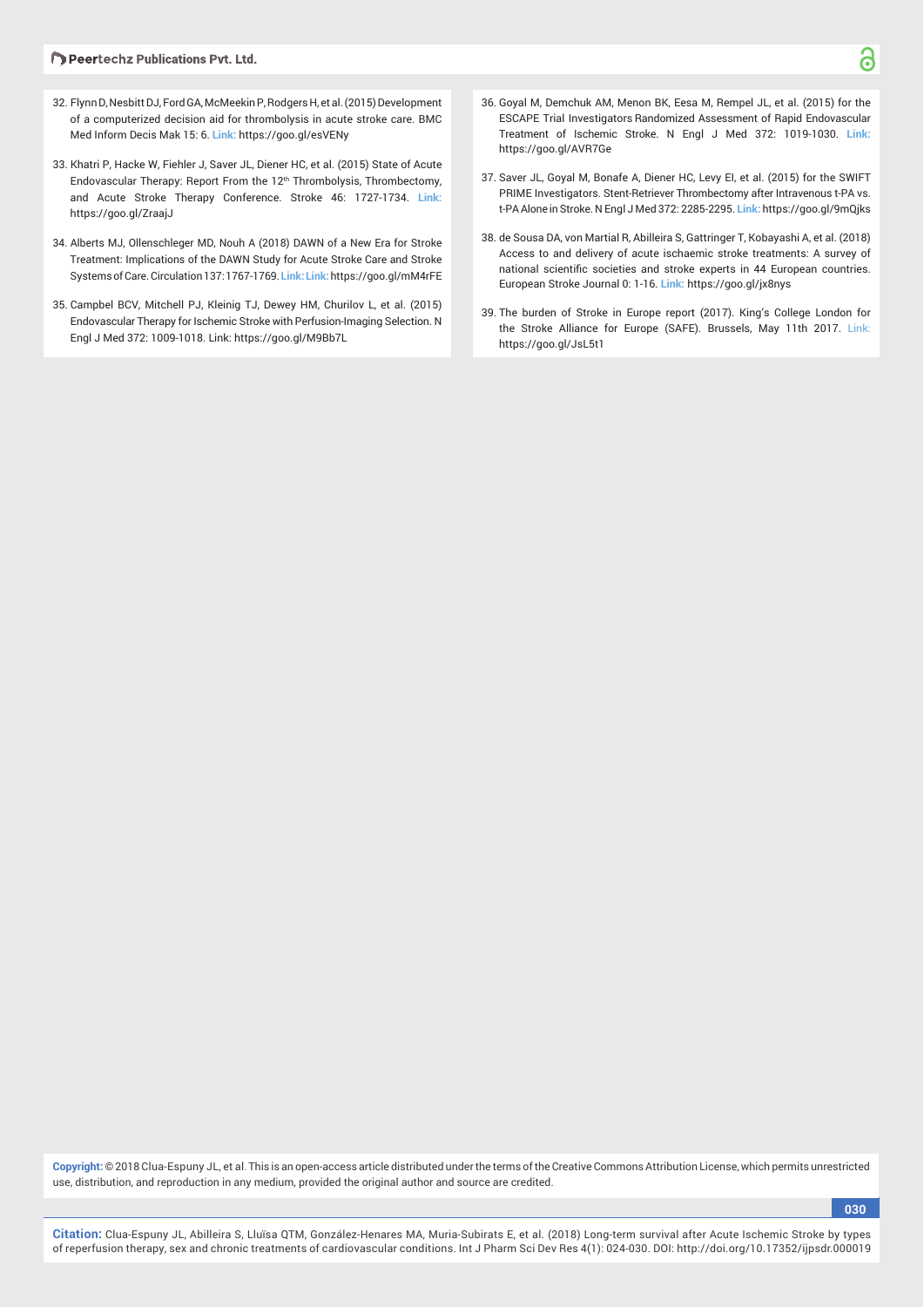32. Flynn D, Nesbitt DJ, Ford GA, McMeekin P, Rodgers H, et al. (2015) Development of a computerized decision aid for thrombolysis in acute stroke care. BMC Med Inform Decis Mak 15: 6. **Link:** https://goo.gl/esVENy

33. Khatri P, Hacke W, Fiehler J, Saver JL, Diener HC, et al. (2015) State of Acute Endovascular Therapy: Report From the 12th Thrombolysis, Thrombectomy, and Acute Stroke Therapy Conference. Stroke 46: 1727-1734. **Link:** https://goo.gl/ZraajJ

34. Alberts MJ, Ollenschleger MD, Nouh A (2018) DAWN of a New Era for Stroke Treatment: Implications of the DAWN Study for Acute Stroke Care and Stroke Systems of Care. Circulation 137: 1767-1769. **Link: Link:** https://goo.gl/mM4rFE

35. Campbel BCV, Mitchell PJ, Kleinig TJ, Dewey HM, Churilov L, et al. (2015) Endovascular Therapy for Ischemic Stroke with Perfusion-Imaging Selection. N Engl J Med 372: 1009-1018. Link: https://goo.gl/M9Bb7L

36. Goyal M, Demchuk AM, Menon BK, Eesa M, Rempel JL, et al. (2015) for the ESCAPE Trial Investigators Randomized Assessment of Rapid Endovascular Treatment of Ischemic Stroke. N Engl J Med 372: 1019-1030. **Link:** https://goo.gl/AVR7Ge

37. Saver JL, Goyal M, Bonafe A, Diener HC, Levy EI, et al. (2015) for the SWIFT PRIME Investigators. Stent-Retriever Thrombectomy after Intravenous t-PA vs. t-PA Alone in Stroke. N Engl J Med 372: 2285-2295. **Link:** https://goo.gl/9mQjks

38. de Sousa DA, von Martial R, Abilleira S, Gattringer T, Kobayashi A, et al. (2018) Access to and delivery of acute ischaemic stroke treatments: A survey of national scientific societies and stroke experts in 44 European countries. European Stroke Journal 0: 1-16. **Link:** https://goo.gl/jx8nys

39. The burden of Stroke in Europe report (2017). King's College London for the Stroke Alliance for Europe (SAFE). Brussels, May 11th 2017. Link: https://goo.gl/JsL5t1

**Copyright:** © 2018 Clua-Espuny JL, et al. This is an open-access article distributed under the terms of the Creative Commons Attribution License, which permits unrestricted use, distribution, and reproduction in any medium, provided the original author and source are credited.